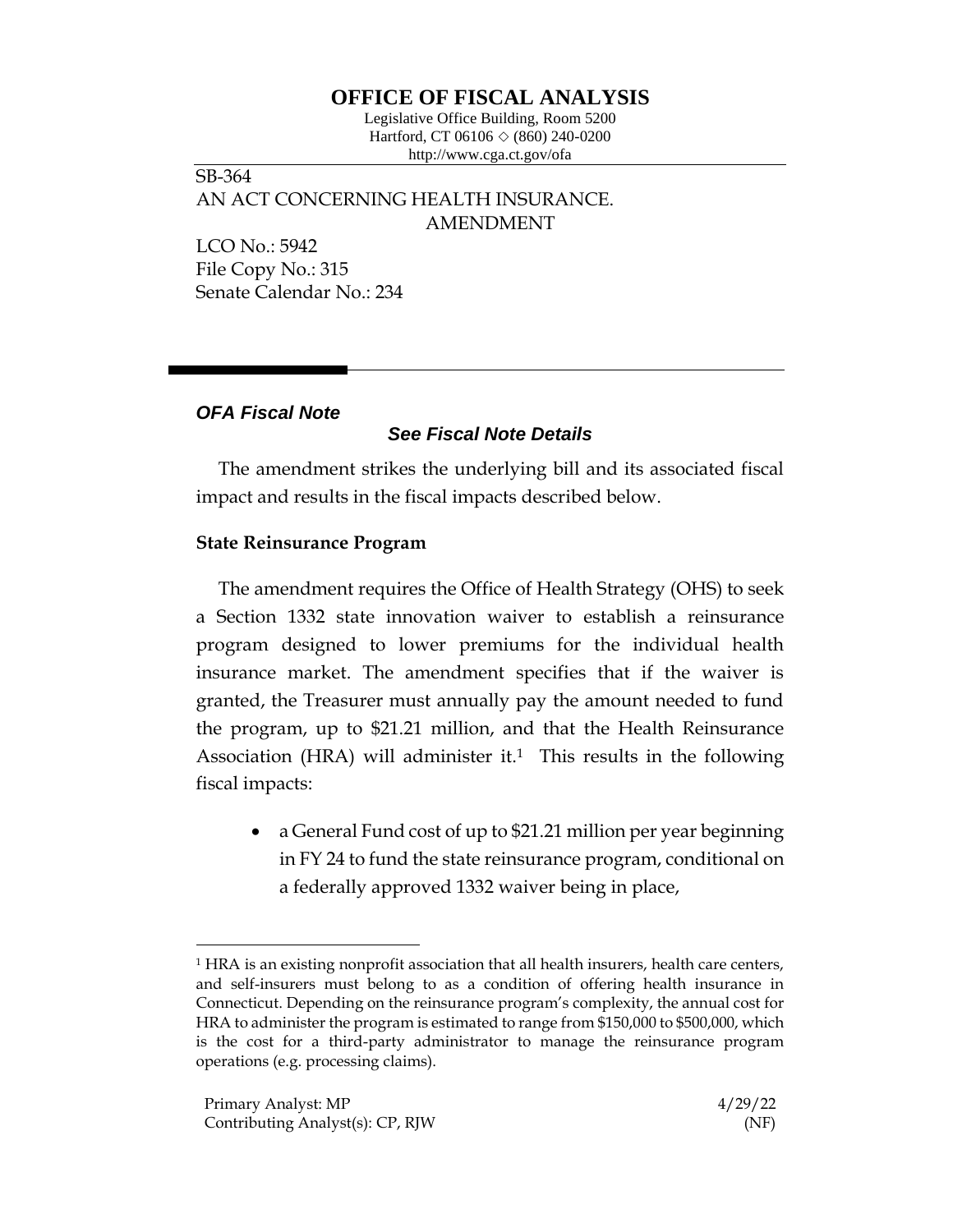# OFFICE OF FISCAL ANALYSIS

Legislative Office Building, Room 5200
Hartford, CT 06106 ◇ (860) 240-0200
http://www.cga.ct.gov/ofa

SB-364
AN ACT CONCERNING HEALTH INSURANCE.
AMENDMENT

LCO No.: 5942
File Copy No.: 315
Senate Calendar No.: 234

***OFA Fiscal Note***

***See Fiscal Note Details***

The amendment strikes the underlying bill and its associated fiscal impact and results in the fiscal impacts described below.

**State Reinsurance Program**

The amendment requires the Office of Health Strategy (OHS) to seek a Section 1332 state innovation waiver to establish a reinsurance program designed to lower premiums for the individual health insurance market. The amendment specifies that if the waiver is granted, the Treasurer must annually pay the amount needed to fund the program, up to $21.21 million, and that the Health Reinsurance Association (HRA) will administer it.[1] This results in the following fiscal impacts:

- a General Fund cost of up to $21.21 million per year beginning in FY 24 to fund the state reinsurance program, conditional on a federally approved 1332 waiver being in place,

[1] HRA is an existing nonprofit association that all health insurers, health care centers, and self-insurers must belong to as a condition of offering health insurance in Connecticut. Depending on the reinsurance program's complexity, the annual cost for HRA to administer the program is estimated to range from $150,000 to $500,000, which is the cost for a third-party administrator to manage the reinsurance program operations (e.g. processing claims).

Primary Analyst: MP 4/29/22
Contributing Analyst(s): CP, RJW (NF)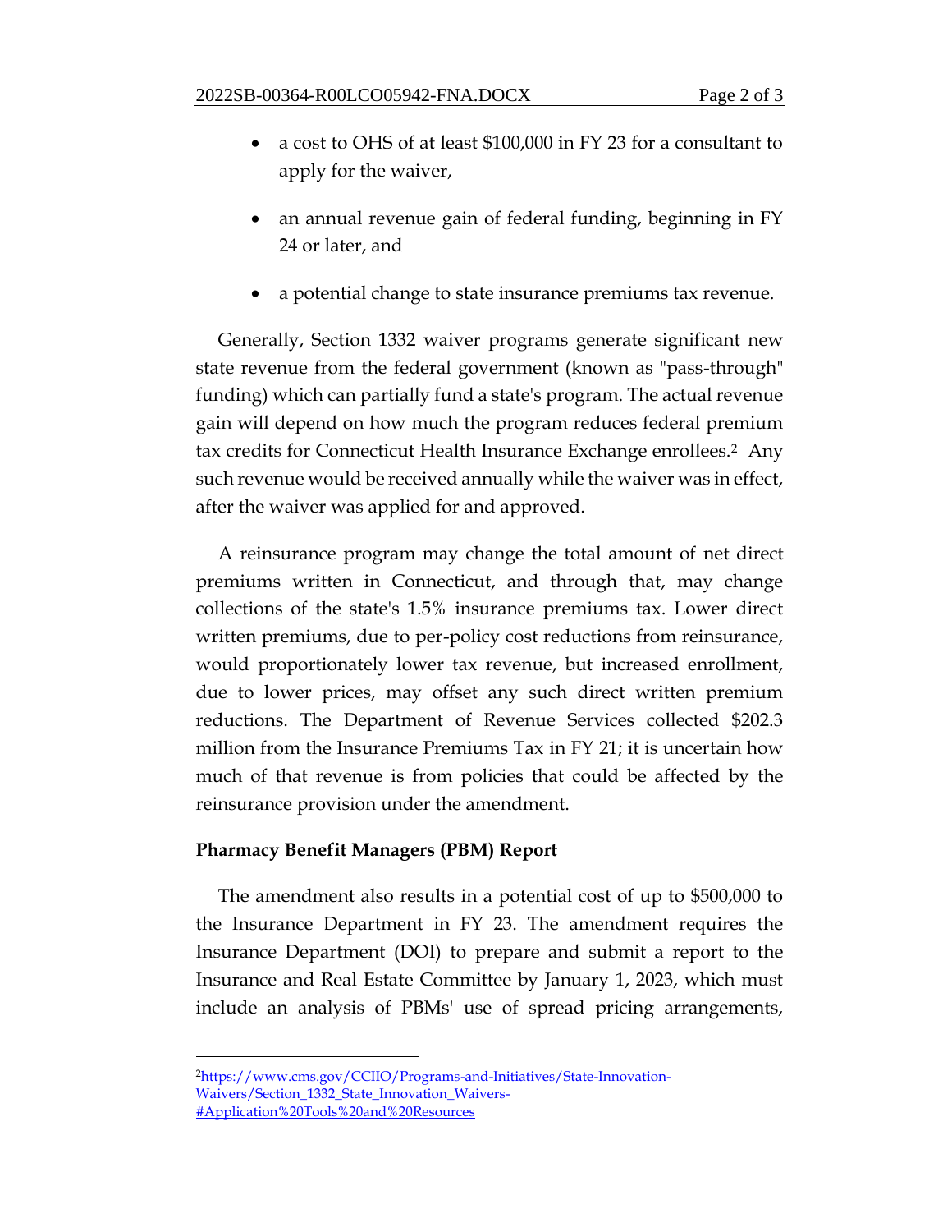- a cost to OHS of at least $100,000 in FY 23 for a consultant to apply for the waiver,
- an annual revenue gain of federal funding, beginning in FY 24 or later, and
- a potential change to state insurance premiums tax revenue.

Generally, Section 1332 waiver programs generate significant new state revenue from the federal government (known as "pass-through" funding) which can partially fund a state's program. The actual revenue gain will depend on how much the program reduces federal premium tax credits for Connecticut Health Insurance Exchange enrollees.[2] Any such revenue would be received annually while the waiver was in effect, after the waiver was applied for and approved.

A reinsurance program may change the total amount of net direct premiums written in Connecticut, and through that, may change collections of the state's 1.5% insurance premiums tax. Lower direct written premiums, due to per-policy cost reductions from reinsurance, would proportionately lower tax revenue, but increased enrollment, due to lower prices, may offset any such direct written premium reductions. The Department of Revenue Services collected $202.3 million from the Insurance Premiums Tax in FY 21; it is uncertain how much of that revenue is from policies that could be affected by the reinsurance provision under the amendment.

**Pharmacy Benefit Managers (PBM) Report**

The amendment also results in a potential cost of up to $500,000 to the Insurance Department in FY 23. The amendment requires the Insurance Department (DOI) to prepare and submit a report to the Insurance and Real Estate Committee by January 1, 2023, which must include an analysis of PBMs' use of spread pricing arrangements,

---

[2] https://www.cms.gov/CCIIO/Programs-and-Initiatives/State-Innovation-Waivers/Section_1332_State_Innovation_Waivers-#Application%20Tools%20and%20Resources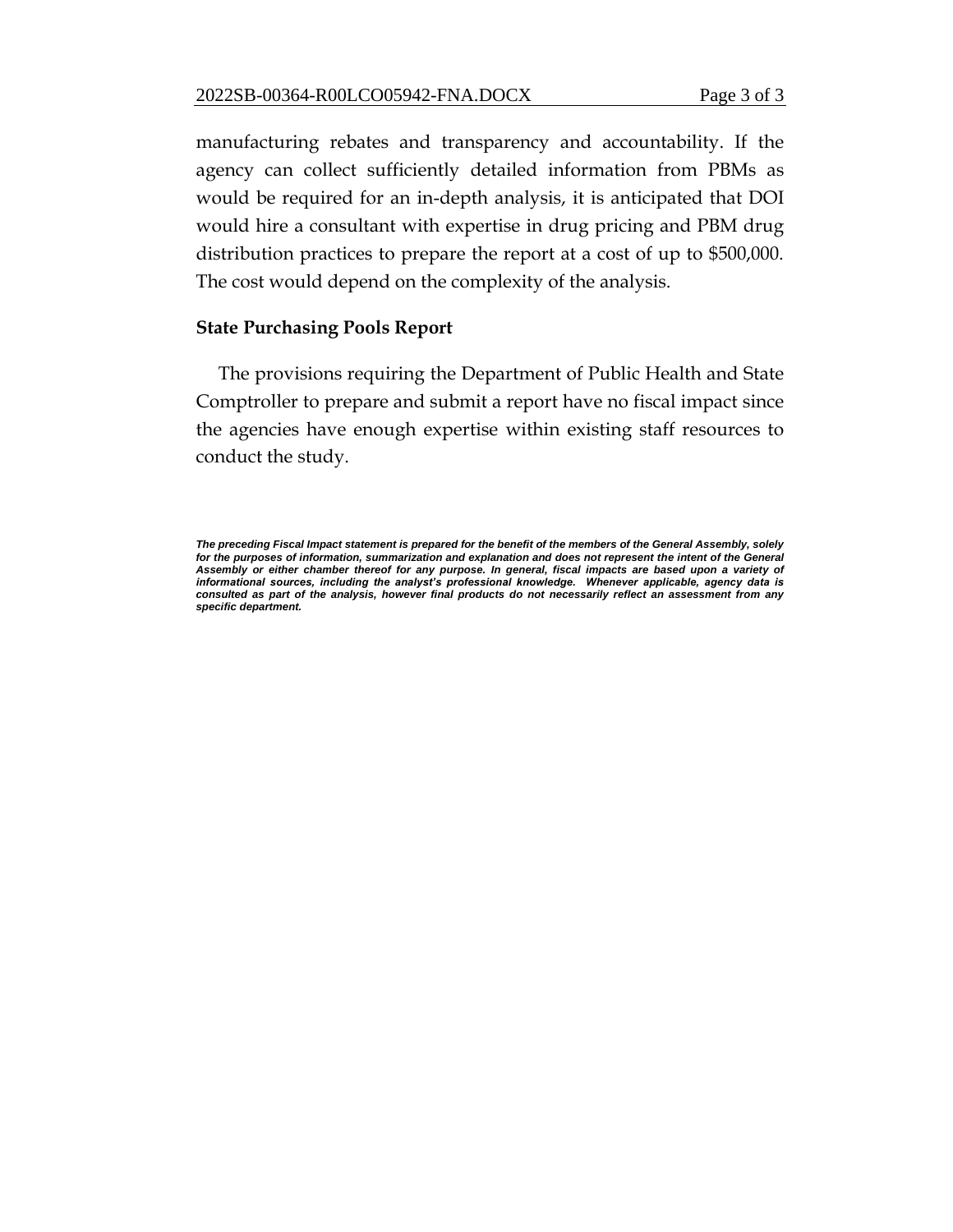manufacturing rebates and transparency and accountability. If the agency can collect sufficiently detailed information from PBMs as would be required for an in-depth analysis, it is anticipated that DOI would hire a consultant with expertise in drug pricing and PBM drug distribution practices to prepare the report at a cost of up to $500,000. The cost would depend on the complexity of the analysis.

**State Purchasing Pools Report**

The provisions requiring the Department of Public Health and State Comptroller to prepare and submit a report have no fiscal impact since the agencies have enough expertise within existing staff resources to conduct the study.

***The preceding Fiscal Impact statement is prepared for the benefit of the members of the General Assembly, solely for the purposes of information, summarization and explanation and does not represent the intent of the General Assembly or either chamber thereof for any purpose. In general, fiscal impacts are based upon a variety of informational sources, including the analyst's professional knowledge. Whenever applicable, agency data is consulted as part of the analysis, however final products do not necessarily reflect an assessment from any specific department.***